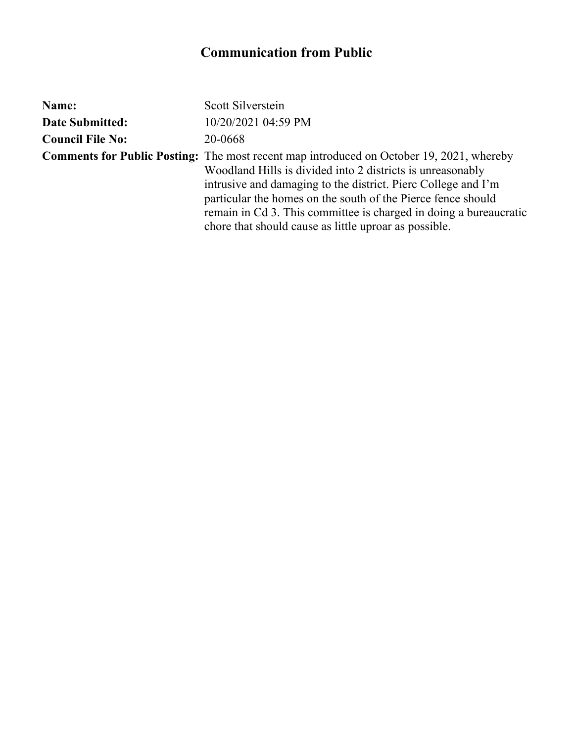# Communication from Public

**Name:** Scott Silverstein

**Date Submitted:** 10/20/2021 04:59 PM

**Council File No:** 20-0668

**Comments for Public Posting:** The most recent map introduced on October 19, 2021, whereby Woodland Hills is divided into 2 districts is unreasonably intrusive and damaging to the district. Pierc College and I'm particular the homes on the south of the Pierce fence should remain in Cd 3. This committee is charged in doing a bureaucratic chore that should cause as little uproar as possible.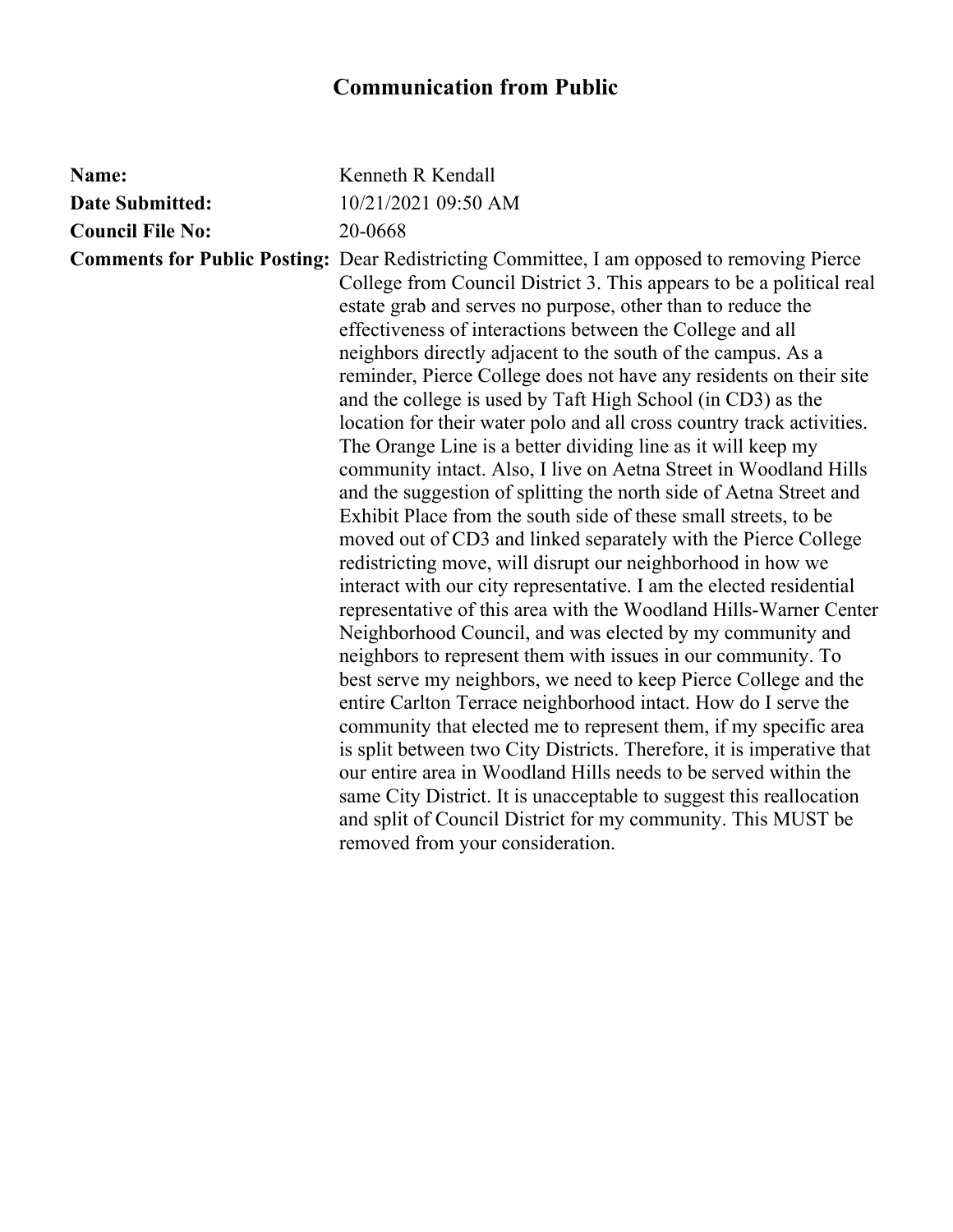# Communication from Public

**Name:** Kenneth R Kendall

**Date Submitted:** 10/21/2021 09:50 AM

**Council File No:** 20-0668

**Comments for Public Posting:** Dear Redistricting Committee, I am opposed to removing Pierce College from Council District 3. This appears to be a political real estate grab and serves no purpose, other than to reduce the effectiveness of interactions between the College and all neighbors directly adjacent to the south of the campus. As a reminder, Pierce College does not have any residents on their site and the college is used by Taft High School (in CD3) as the location for their water polo and all cross country track activities. The Orange Line is a better dividing line as it will keep my community intact. Also, I live on Aetna Street in Woodland Hills and the suggestion of splitting the north side of Aetna Street and Exhibit Place from the south side of these small streets, to be moved out of CD3 and linked separately with the Pierce College redistricting move, will disrupt our neighborhood in how we interact with our city representative. I am the elected residential representative of this area with the Woodland Hills-Warner Center Neighborhood Council, and was elected by my community and neighbors to represent them with issues in our community. To best serve my neighbors, we need to keep Pierce College and the entire Carlton Terrace neighborhood intact. How do I serve the community that elected me to represent them, if my specific area is split between two City Districts. Therefore, it is imperative that our entire area in Woodland Hills needs to be served within the same City District. It is unacceptable to suggest this reallocation and split of Council District for my community. This MUST be removed from your consideration.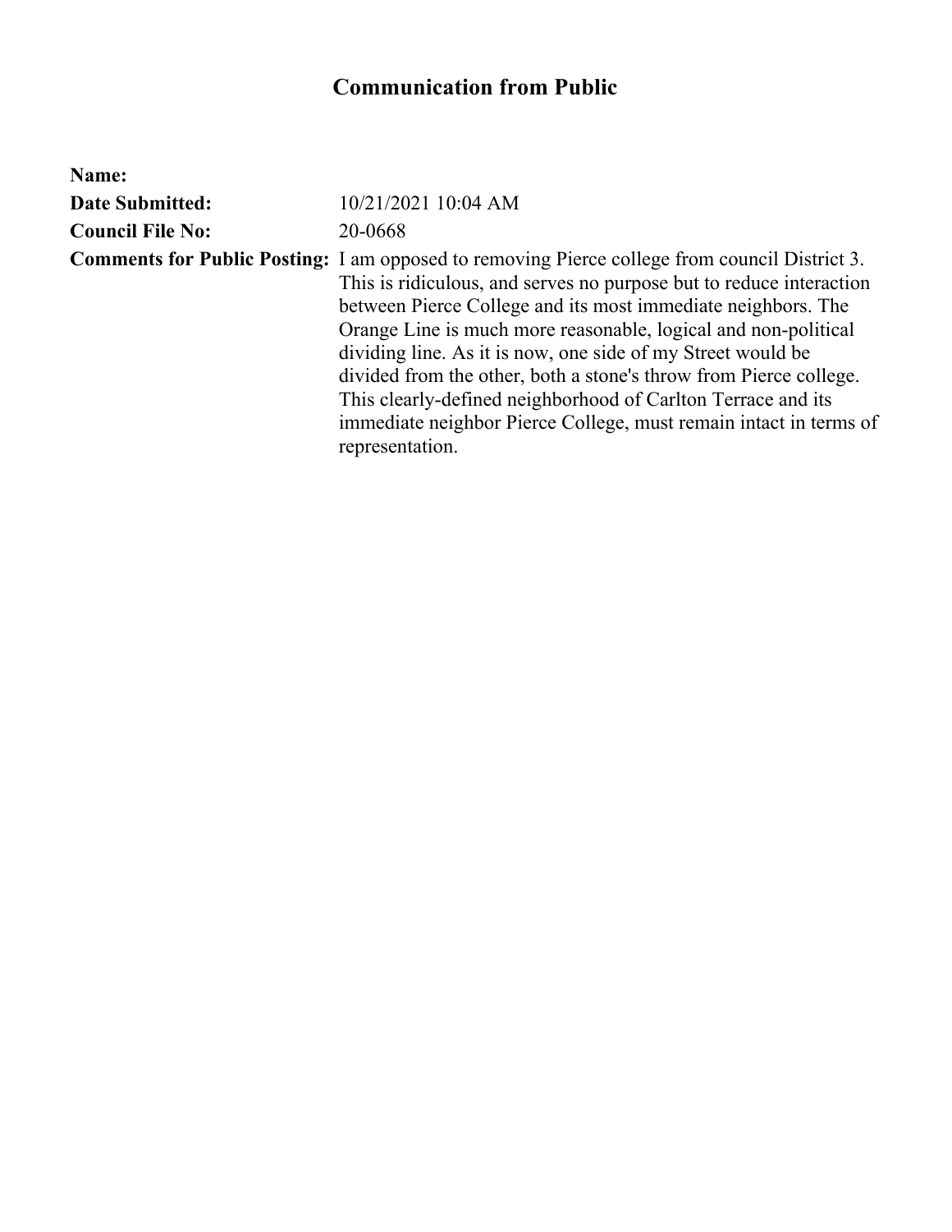# Communication from Public

**Name:**

**Date Submitted:** 10/21/2021 10:04 AM

**Council File No:** 20-0668

**Comments for Public Posting:** I am opposed to removing Pierce college from council District 3. This is ridiculous, and serves no purpose but to reduce interaction between Pierce College and its most immediate neighbors. The Orange Line is much more reasonable, logical and non-political dividing line. As it is now, one side of my Street would be divided from the other, both a stone's throw from Pierce college. This clearly-defined neighborhood of Carlton Terrace and its immediate neighbor Pierce College, must remain intact in terms of representation.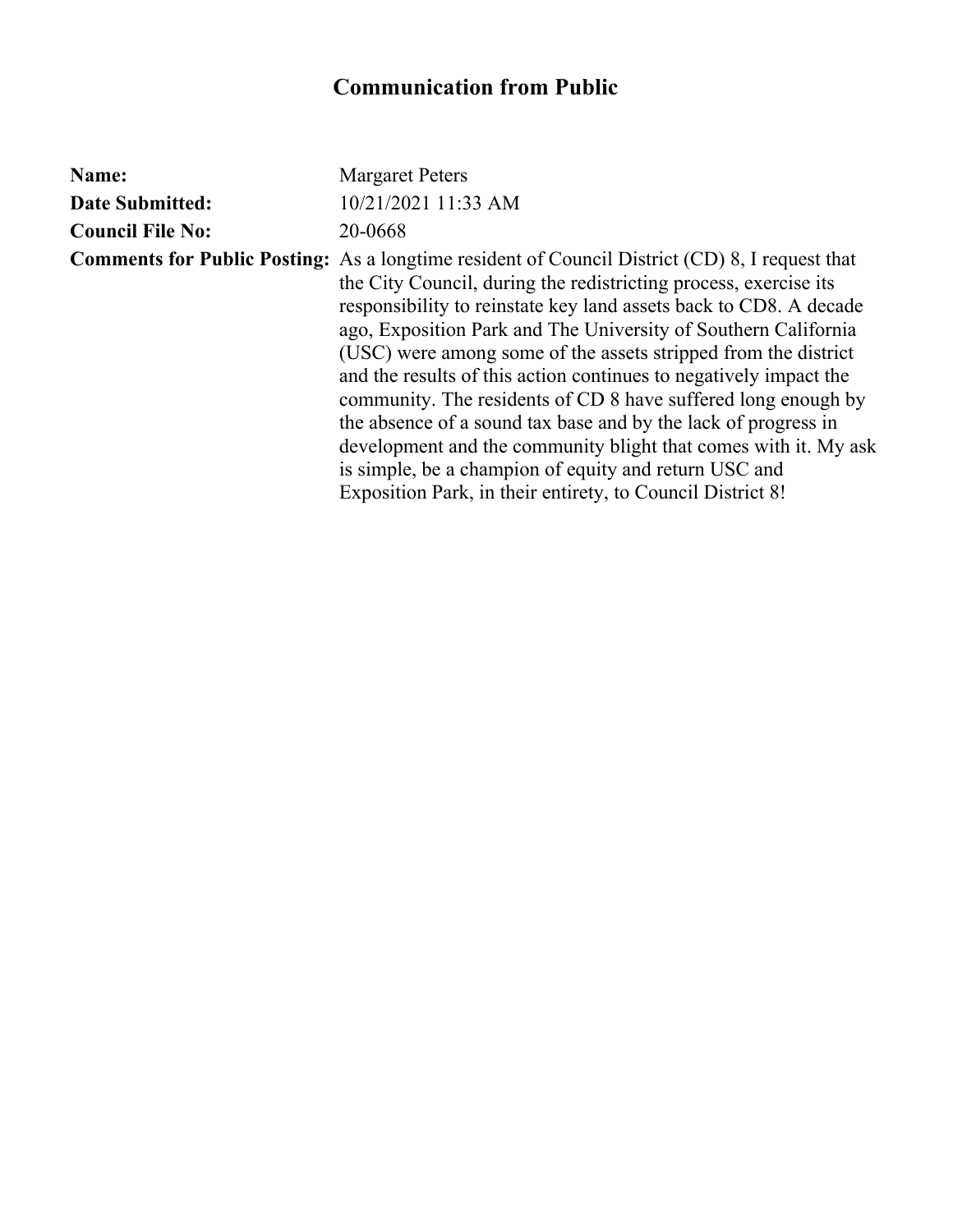# Communication from Public

**Name:** Margaret Peters

**Date Submitted:** 10/21/2021 11:33 AM

**Council File No:** 20-0668

**Comments for Public Posting:** As a longtime resident of Council District (CD) 8, I request that the City Council, during the redistricting process, exercise its responsibility to reinstate key land assets back to CD8. A decade ago, Exposition Park and The University of Southern California (USC) were among some of the assets stripped from the district and the results of this action continues to negatively impact the community. The residents of CD 8 have suffered long enough by the absence of a sound tax base and by the lack of progress in development and the community blight that comes with it. My ask is simple, be a champion of equity and return USC and Exposition Park, in their entirety, to Council District 8!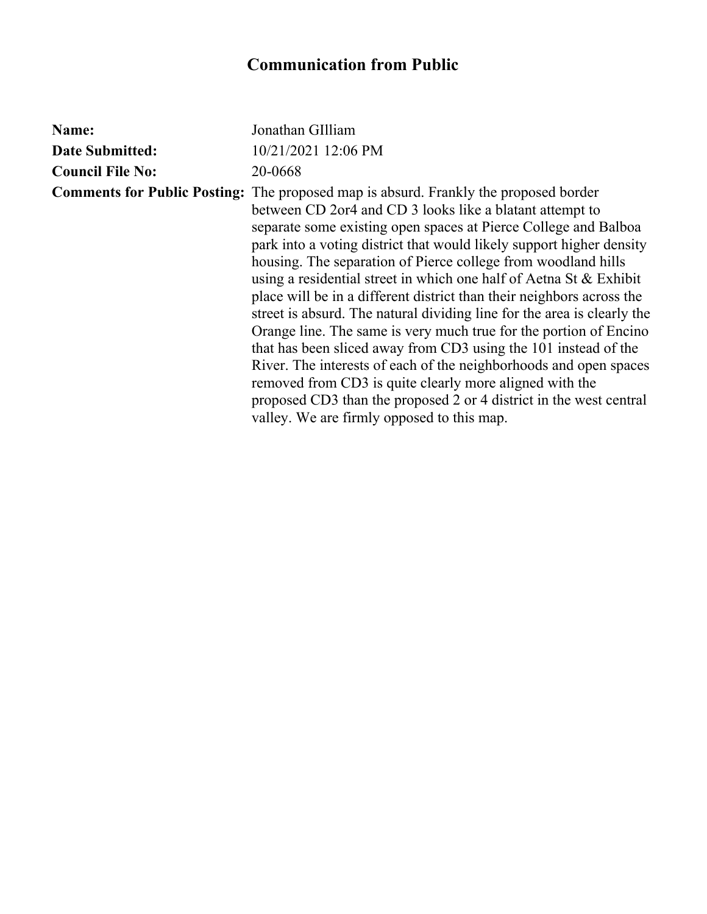# Communication from Public

**Name:** Jonathan GIlliam

**Date Submitted:** 10/21/2021 12:06 PM

**Council File No:** 20-0668

**Comments for Public Posting:** The proposed map is absurd. Frankly the proposed border between CD 2or4 and CD 3 looks like a blatant attempt to separate some existing open spaces at Pierce College and Balboa park into a voting district that would likely support higher density housing. The separation of Pierce college from woodland hills using a residential street in which one half of Aetna St & Exhibit place will be in a different district than their neighbors across the street is absurd. The natural dividing line for the area is clearly the Orange line. The same is very much true for the portion of Encino that has been sliced away from CD3 using the 101 instead of the River. The interests of each of the neighborhoods and open spaces removed from CD3 is quite clearly more aligned with the proposed CD3 than the proposed 2 or 4 district in the west central valley. We are firmly opposed to this map.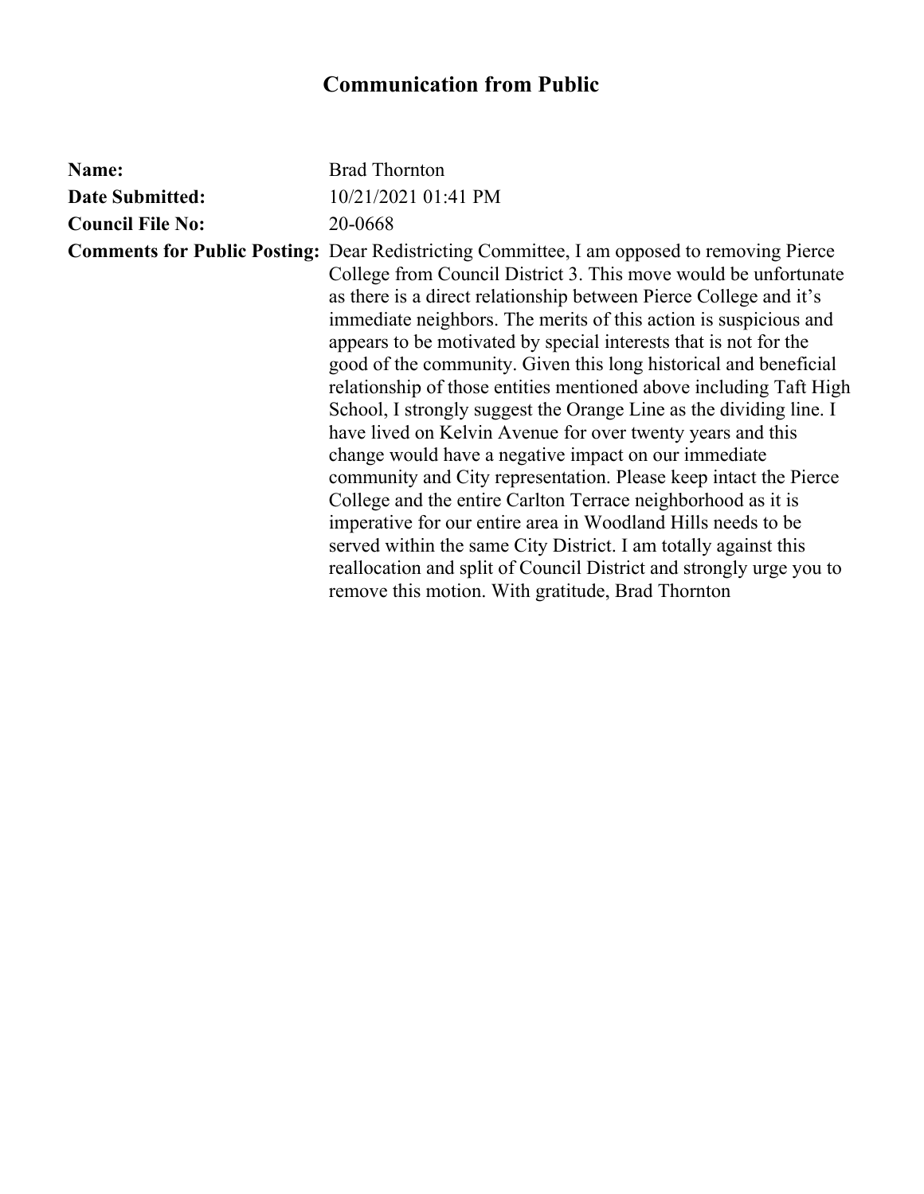# Communication from Public

**Name:** Brad Thornton

**Date Submitted:** 10/21/2021 01:41 PM

**Council File No:** 20-0668

**Comments for Public Posting:** Dear Redistricting Committee, I am opposed to removing Pierce College from Council District 3. This move would be unfortunate as there is a direct relationship between Pierce College and it's immediate neighbors. The merits of this action is suspicious and appears to be motivated by special interests that is not for the good of the community. Given this long historical and beneficial relationship of those entities mentioned above including Taft High School, I strongly suggest the Orange Line as the dividing line. I have lived on Kelvin Avenue for over twenty years and this change would have a negative impact on our immediate community and City representation. Please keep intact the Pierce College and the entire Carlton Terrace neighborhood as it is imperative for our entire area in Woodland Hills needs to be served within the same City District. I am totally against this reallocation and split of Council District and strongly urge you to remove this motion. With gratitude, Brad Thornton